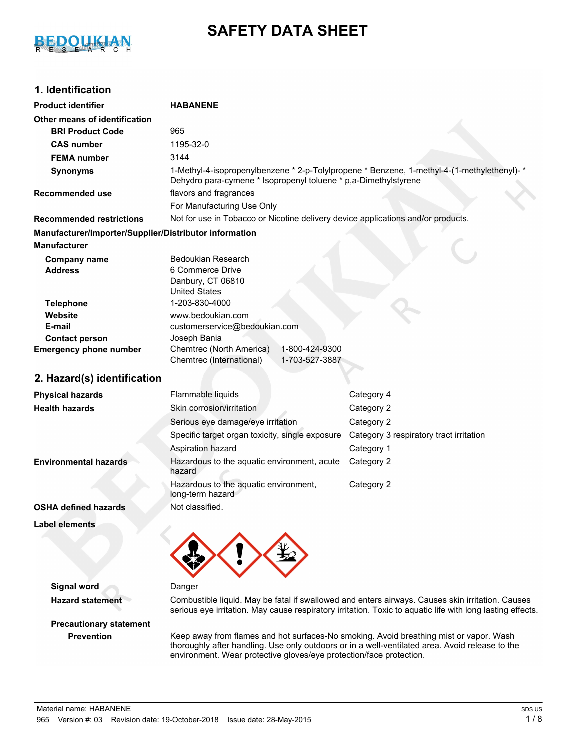# SAFETY DATA SHEET

## 1. Identification

| | |
|---|---|
| **Product identifier** | **HABANENE** |
| **Other means of identification** | |
| **BRI Product Code** | 965 |
| **CAS number** | 1195-32-0 |
| **FEMA number** | 3144 |
| **Synonyms** | 1-Methyl-4-isopropenylbenzene * 2-p-Tolylpropene * Benzene, 1-methyl-4-(1-methylethenyl)- * Dehydro para-cymene * Isopropenyl toluene * p,a-Dimethylstyrene |
| **Recommended use** | flavors and fragrances<br>For Manufacturing Use Only |
| **Recommended restrictions** | Not for use in Tobacco or Nicotine delivery device applications and/or products. |

**Manufacturer/Importer/Supplier/Distributor information**

**Manufacturer**

| | |
|---|---|
| **Company name** | Bedoukian Research |
| **Address** | 6 Commerce Drive<br>Danbury, CT 06810<br>United States |
| **Telephone** | 1-203-830-4000 |
| **Website** | www.bedoukian.com |
| **E-mail** | customerservice@bedoukian.com |
| **Contact person** | Joseph Bania |
| **Emergency phone number** | Chemtrec (North America) 1-800-424-9300<br>Chemtrec (International) 1-703-527-3887 |

## 2. Hazard(s) identification

| | | |
|---|---|---|
| **Physical hazards** | Flammable liquids | Category 4 |
| **Health hazards** | Skin corrosion/irritation | Category 2 |
| | Serious eye damage/eye irritation | Category 2 |
| | Specific target organ toxicity, single exposure | Category 3 respiratory tract irritation |
| | Aspiration hazard | Category 1 |
| **Environmental hazards** | Hazardous to the aquatic environment, acute hazard | Category 2 |
| | Hazardous to the aquatic environment, long-term hazard | Category 2 |
| **OSHA defined hazards** | Not classified. | |

**Label elements**

**Signal word** Danger

**Hazard statement** Combustible liquid. May be fatal if swallowed and enters airways. Causes skin irritation. Causes serious eye irritation. May cause respiratory irritation. Toxic to aquatic life with long lasting effects.

**Precautionary statement**

**Prevention** Keep away from flames and hot surfaces-No smoking. Avoid breathing mist or vapor. Wash thoroughly after handling. Use only outdoors or in a well-ventilated area. Avoid release to the environment. Wear protective gloves/eye protection/face protection.

Material name: HABANENE

965 Version #: 03 Revision date: 19-October-2018 Issue date: 28-May-2015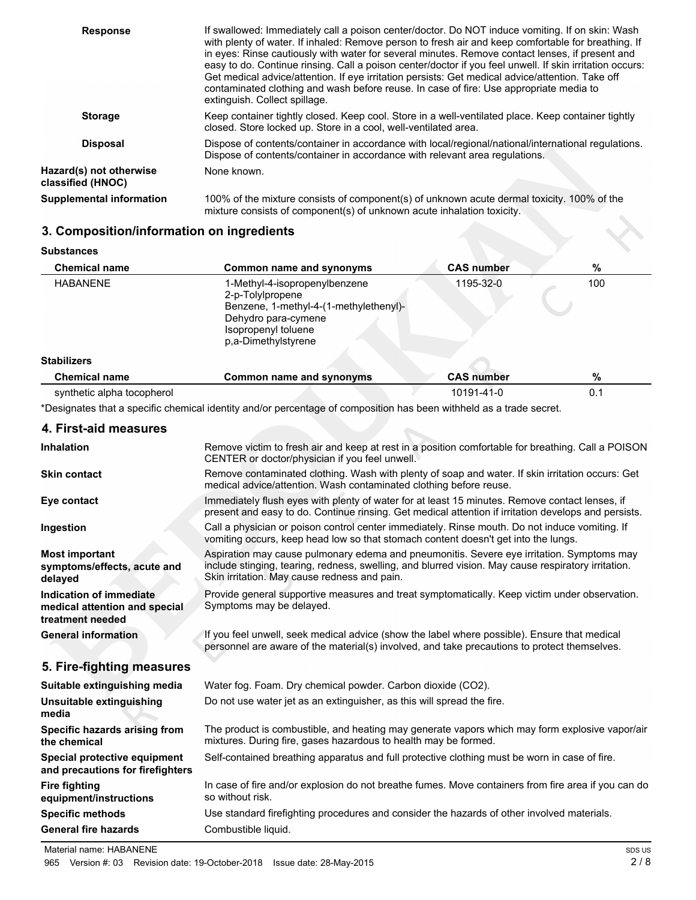**Response**

If swallowed: Immediately call a poison center/doctor. Do NOT induce vomiting. If on skin: Wash with plenty of water. If inhaled: Remove person to fresh air and keep comfortable for breathing. If in eyes: Rinse cautiously with water for several minutes. Remove contact lenses, if present and easy to do. Continue rinsing. Call a poison center/doctor if you feel unwell. If skin irritation occurs: Get medical advice/attention. If eye irritation persists: Get medical advice/attention. Take off contaminated clothing and wash before reuse. In case of fire: Use appropriate media to extinguish. Collect spillage.

**Storage**

Keep container tightly closed. Keep cool. Store in a well-ventilated place. Keep container tightly closed. Store locked up. Store in a cool, well-ventilated area.

**Disposal**

Dispose of contents/container in accordance with local/regional/national/international regulations. Dispose of contents/container in accordance with relevant area regulations.

**Hazard(s) not otherwise classified (HNOC)**

None known.

**Supplemental information**

100% of the mixture consists of component(s) of unknown acute dermal toxicity. 100% of the mixture consists of component(s) of unknown acute inhalation toxicity.

## 3. Composition/information on ingredients

**Substances**

| Chemical name | Common name and synonyms | CAS number | % |
|---|---|---|---|
| HABANENE | 1-Methyl-4-isopropenylbenzene<br>2-p-Tolylpropene<br>Benzene, 1-methyl-4-(1-methylethenyl)-<br>Dehydro para-cymene<br>Isopropenyl toluene<br>p,a-Dimethylstyrene | 1195-32-0 | 100 |

**Stabilizers**

| Chemical name | Common name and synonyms | CAS number | % |
|---|---|---|---|
| synthetic alpha tocopherol | | 10191-41-0 | 0.1 |

*Designates that a specific chemical identity and/or percentage of composition has been withheld as a trade secret.

## 4. First-aid measures

**Inhalation**

Remove victim to fresh air and keep at rest in a position comfortable for breathing. Call a POISON CENTER or doctor/physician if you feel unwell.

**Skin contact**

Remove contaminated clothing. Wash with plenty of soap and water. If skin irritation occurs: Get medical advice/attention. Wash contaminated clothing before reuse.

**Eye contact**

Immediately flush eyes with plenty of water for at least 15 minutes. Remove contact lenses, if present and easy to do. Continue rinsing. Get medical attention if irritation develops and persists.

**Ingestion**

Call a physician or poison control center immediately. Rinse mouth. Do not induce vomiting. If vomiting occurs, keep head low so that stomach content doesn't get into the lungs.

**Most important symptoms/effects, acute and delayed**

Aspiration may cause pulmonary edema and pneumonitis. Severe eye irritation. Symptoms may include stinging, tearing, redness, swelling, and blurred vision. May cause respiratory irritation. Skin irritation. May cause redness and pain.

**Indication of immediate medical attention and special treatment needed**

Provide general supportive measures and treat symptomatically. Keep victim under observation. Symptoms may be delayed.

**General information**

If you feel unwell, seek medical advice (show the label where possible). Ensure that medical personnel are aware of the material(s) involved, and take precautions to protect themselves.

## 5. Fire-fighting measures

**Suitable extinguishing media**

Water fog. Foam. Dry chemical powder. Carbon dioxide ($CO_2$).

**Unsuitable extinguishing media**

Do not use water jet as an extinguisher, as this will spread the fire.

**Specific hazards arising from the chemical**

The product is combustible, and heating may generate vapors which may form explosive vapor/air mixtures. During fire, gases hazardous to health may be formed.

**Special protective equipment and precautions for firefighters**

Self-contained breathing apparatus and full protective clothing must be worn in case of fire.

**Fire fighting equipment/instructions**

In case of fire and/or explosion do not breathe fumes. Move containers from fire area if you can do so without risk.

**Specific methods**

Use standard firefighting procedures and consider the hazards of other involved materials.

**General fire hazards**

Combustible liquid.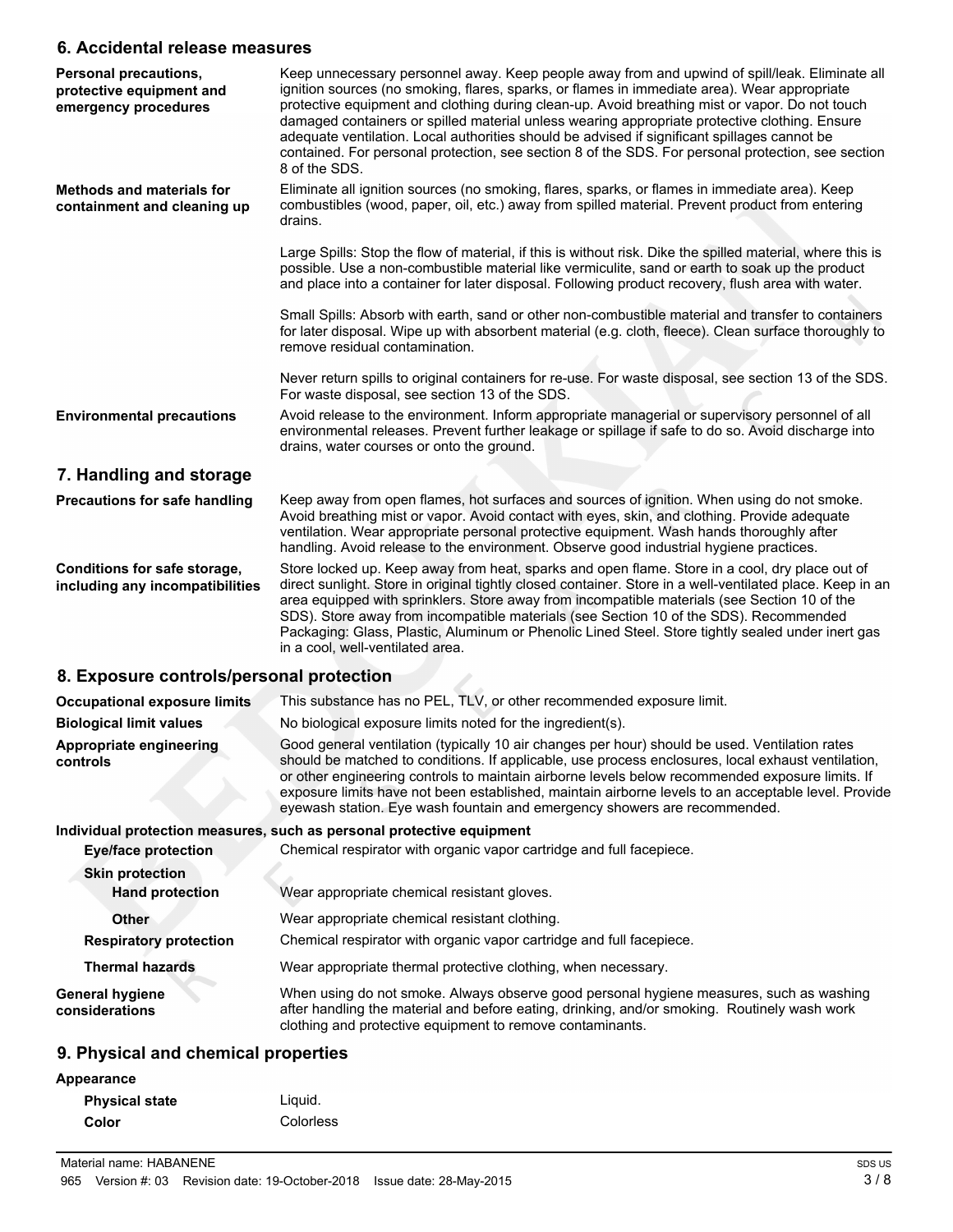## 6. Accidental release measures

| | |
|---|---|
| **Personal precautions, protective equipment and emergency procedures** | Keep unnecessary personnel away. Keep people away from and upwind of spill/leak. Eliminate all ignition sources (no smoking, flares, sparks, or flames in immediate area). Wear appropriate protective equipment and clothing during clean-up. Avoid breathing mist or vapor. Do not touch damaged containers or spilled material unless wearing appropriate protective clothing. Ensure adequate ventilation. Local authorities should be advised if significant spillages cannot be contained. For personal protection, see section 8 of the SDS. For personal protection, see section 8 of the SDS. |
| **Methods and materials for containment and cleaning up** | Eliminate all ignition sources (no smoking, flares, sparks, or flames in immediate area). Keep combustibles (wood, paper, oil, etc.) away from spilled material. Prevent product from entering drains.<br><br>Large Spills: Stop the flow of material, if this is without risk. Dike the spilled material, where this is possible. Use a non-combustible material like vermiculite, sand or earth to soak up the product and place into a container for later disposal. Following product recovery, flush area with water.<br><br>Small Spills: Absorb with earth, sand or other non-combustible material and transfer to containers for later disposal. Wipe up with absorbent material (e.g. cloth, fleece). Clean surface thoroughly to remove residual contamination.<br><br>Never return spills to original containers for re-use. For waste disposal, see section 13 of the SDS. For waste disposal, see section 13 of the SDS. |
| **Environmental precautions** | Avoid release to the environment. Inform appropriate managerial or supervisory personnel of all environmental releases. Prevent further leakage or spillage if safe to do so. Avoid discharge into drains, water courses or onto the ground. |

## 7. Handling and storage

| | |
|---|---|
| **Precautions for safe handling** | Keep away from open flames, hot surfaces and sources of ignition. When using do not smoke. Avoid breathing mist or vapor. Avoid contact with eyes, skin, and clothing. Provide adequate ventilation. Wear appropriate personal protective equipment. Wash hands thoroughly after handling. Avoid release to the environment. Observe good industrial hygiene practices. |
| **Conditions for safe storage, including any incompatibilities** | Store locked up. Keep away from heat, sparks and open flame. Store in a cool, dry place out of direct sunlight. Store in original tightly closed container. Store in a well-ventilated place. Keep in an area equipped with sprinklers. Store away from incompatible materials (see Section 10 of the SDS). Store away from incompatible materials (see Section 10 of the SDS). Recommended Packaging: Glass, Plastic, Aluminum or Phenolic Lined Steel. Store tightly sealed under inert gas in a cool, well-ventilated area. |

## 8. Exposure controls/personal protection

| | |
|---|---|
| **Occupational exposure limits** | This substance has no PEL, TLV, or other recommended exposure limit. |
| **Biological limit values** | No biological exposure limits noted for the ingredient(s). |
| **Appropriate engineering controls** | Good general ventilation (typically 10 air changes per hour) should be used. Ventilation rates should be matched to conditions. If applicable, use process enclosures, local exhaust ventilation, or other engineering controls to maintain airborne levels below recommended exposure limits. If exposure limits have not been established, maintain airborne levels to an acceptable level. Provide eyewash station. Eye wash fountain and emergency showers are recommended. |

**Individual protection measures, such as personal protective equipment**

| | |
|---|---|
| **Eye/face protection** | Chemical respirator with organic vapor cartridge and full facepiece. |
| **Skin protection** | |
| **Hand protection** | Wear appropriate chemical resistant gloves. |
| **Other** | Wear appropriate chemical resistant clothing. |
| **Respiratory protection** | Chemical respirator with organic vapor cartridge and full facepiece. |
| **Thermal hazards** | Wear appropriate thermal protective clothing, when necessary. |
| **General hygiene considerations** | When using do not smoke. Always observe good personal hygiene measures, such as washing after handling the material and before eating, drinking, and/or smoking. Routinely wash work clothing and protective equipment to remove contaminants. |

## 9. Physical and chemical properties

**Appearance**

| | |
|---|---|
| **Physical state** | Liquid. |
| **Color** | Colorless |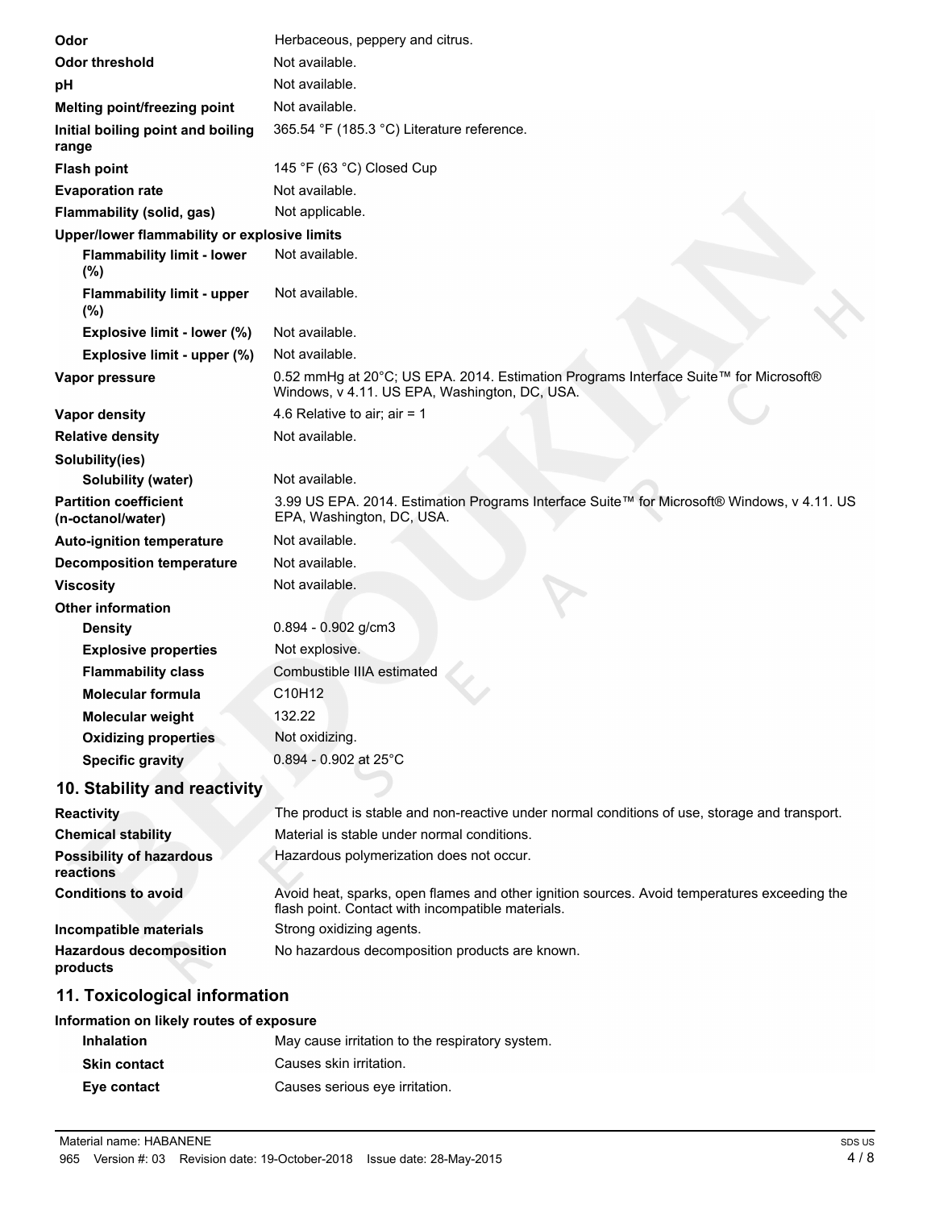| | |
|---|---|
| **Odor** | Herbaceous, peppery and citrus. |
| **Odor threshold** | Not available. |
| **pH** | Not available. |
| **Melting point/freezing point** | Not available. |
| **Initial boiling point and boiling range** | 365.54 °F (185.3 °C) Literature reference. |
| **Flash point** | 145 °F (63 °C) Closed Cup |
| **Evaporation rate** | Not available. |
| **Flammability (solid, gas)** | Not applicable. |
| **Upper/lower flammability or explosive limits** | |
| **Flammability limit - lower (%)** | Not available. |
| **Flammability limit - upper (%)** | Not available. |
| **Explosive limit - lower (%)** | Not available. |
| **Explosive limit - upper (%)** | Not available. |
| **Vapor pressure** | 0.52 mmHg at 20°C; US EPA. 2014. Estimation Programs Interface Suite™ for Microsoft® Windows, v 4.11. US EPA, Washington, DC, USA. |
| **Vapor density** | 4.6 Relative to air; air = 1 |
| **Relative density** | Not available. |
| **Solubility(ies)** | |
| **Solubility (water)** | Not available. |
| **Partition coefficient (n-octanol/water)** | 3.99 US EPA. 2014. Estimation Programs Interface Suite™ for Microsoft® Windows, v 4.11. US EPA, Washington, DC, USA. |
| **Auto-ignition temperature** | Not available. |
| **Decomposition temperature** | Not available. |
| **Viscosity** | Not available. |
| **Other information** | |
| **Density** | 0.894 - 0.902 g/cm3 |
| **Explosive properties** | Not explosive. |
| **Flammability class** | Combustible IIIA estimated |
| **Molecular formula** | $C_{10}H_{12}$ |
| **Molecular weight** | 132.22 |
| **Oxidizing properties** | Not oxidizing. |
| **Specific gravity** | 0.894 - 0.902 at 25°C |

## 10. Stability and reactivity

| | |
|---|---|
| **Reactivity** | The product is stable and non-reactive under normal conditions of use, storage and transport. |
| **Chemical stability** | Material is stable under normal conditions. |
| **Possibility of hazardous reactions** | Hazardous polymerization does not occur. |
| **Conditions to avoid** | Avoid heat, sparks, open flames and other ignition sources. Avoid temperatures exceeding the flash point. Contact with incompatible materials. |
| **Incompatible materials** | Strong oxidizing agents. |
| **Hazardous decomposition products** | No hazardous decomposition products are known. |

## 11. Toxicological information

**Information on likely routes of exposure**

| | |
|---|---|
| **Inhalation** | May cause irritation to the respiratory system. |
| **Skin contact** | Causes skin irritation. |
| **Eye contact** | Causes serious eye irritation. |

Material name: HABANENE

965 Version #: 03 Revision date: 19-October-2018 Issue date: 28-May-2015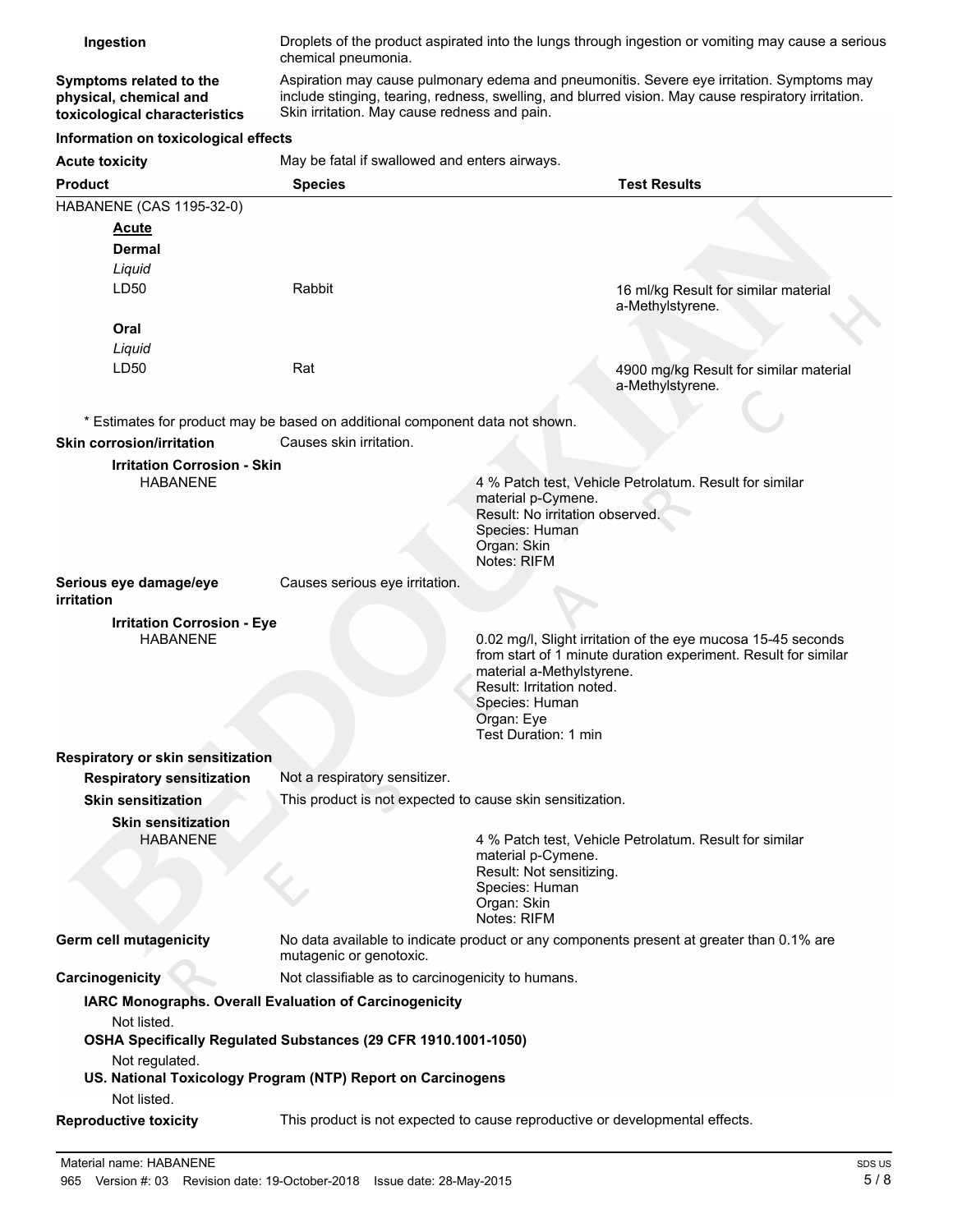**Ingestion** Droplets of the product aspirated into the lungs through ingestion or vomiting may cause a serious chemical pneumonia.

**Symptoms related to the physical, chemical and toxicological characteristics** Aspiration may cause pulmonary edema and pneumonitis. Severe eye irritation. Symptoms may include stinging, tearing, redness, swelling, and blurred vision. May cause respiratory irritation. Skin irritation. May cause redness and pain.

**Information on toxicological effects**

**Acute toxicity** May be fatal if swallowed and enters airways.

| Product | Species | Test Results |
|---|---|---|
| HABANENE (CAS 1195-32-0) | | |
| **Acute** | | |
| **Dermal** | | |
| *Liquid* | | |
| LD50 | Rabbit | 16 ml/kg Result for similar material a-Methylstyrene. |
| **Oral** | | |
| *Liquid* | | |
| LD50 | Rat | 4900 mg/kg Result for similar material a-Methylstyrene. |

* Estimates for product may be based on additional component data not shown.

**Skin corrosion/irritation** Causes skin irritation.

**Irritation Corrosion - Skin**

HABANENE

4 % Patch test, Vehicle Petrolatum. Result for similar material p-Cymene.
Result: No irritation observed.
Species: Human
Organ: Skin
Notes: RIFM

**Serious eye damage/eye irritation** Causes serious eye irritation.

**Irritation Corrosion - Eye**

HABANENE

0.02 mg/l, Slight irritation of the eye mucosa 15-45 seconds from start of 1 minute duration experiment. Result for similar material a-Methylstyrene.
Result: Irritation noted.
Species: Human
Organ: Eye
Test Duration: 1 min

**Respiratory or skin sensitization**

**Respiratory sensitization** Not a respiratory sensitizer.

**Skin sensitization** This product is not expected to cause skin sensitization.

**Skin sensitization**

HABANENE

4 % Patch test, Vehicle Petrolatum. Result for similar material p-Cymene.
Result: Not sensitizing.
Species: Human
Organ: Skin
Notes: RIFM

**Germ cell mutagenicity** No data available to indicate product or any components present at greater than 0.1% are mutagenic or genotoxic.

**Carcinogenicity** Not classifiable as to carcinogenicity to humans.

**IARC Monographs. Overall Evaluation of Carcinogenicity**

Not listed.

**OSHA Specifically Regulated Substances (29 CFR 1910.1001-1050)**

Not regulated.

**US. National Toxicology Program (NTP) Report on Carcinogens**

Not listed.

**Reproductive toxicity** This product is not expected to cause reproductive or developmental effects.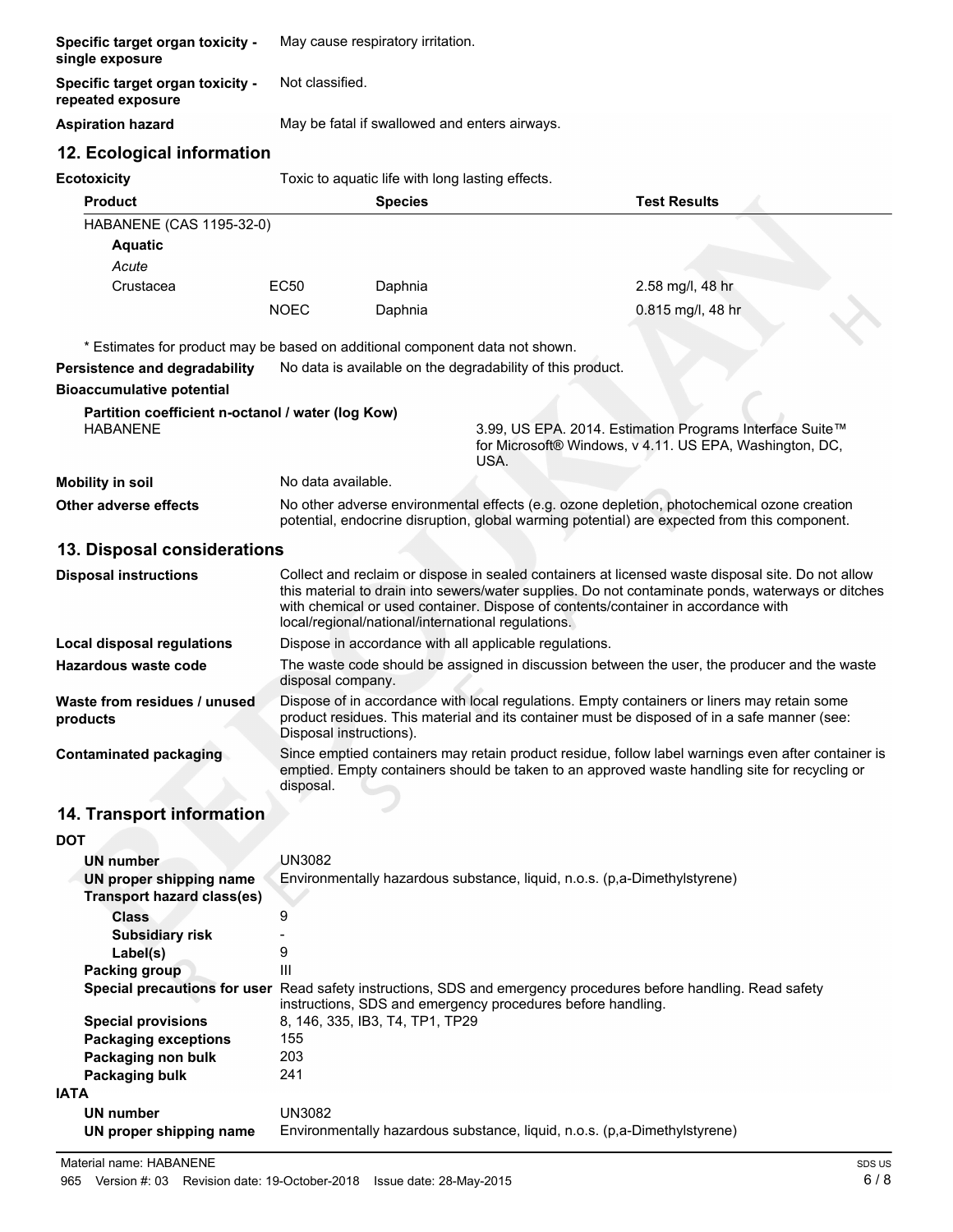| | |
|---|---|
| **Specific target organ toxicity - single exposure** | May cause respiratory irritation. |
| **Specific target organ toxicity - repeated exposure** | Not classified. |
| **Aspiration hazard** | May be fatal if swallowed and enters airways. |

## 12. Ecological information

**Ecotoxicity** Toxic to aquatic life with long lasting effects.

| Product | | Species | Test Results |
|---|---|---|---|
| HABANENE (CAS 1195-32-0) | | | |
| **Aquatic** | | | |
| *Acute* | | | |
| Crustacea | EC50 | Daphnia | 2.58 mg/l, 48 hr |
| | NOEC | Daphnia | 0.815 mg/l, 48 hr |

\* Estimates for product may be based on additional component data not shown.

**Persistence and degradability** No data is available on the degradability of this product.

**Bioaccumulative potential**

**Partition coefficient n-octanol / water (log Kow)**

HABANENE 3.99, US EPA. 2014. Estimation Programs Interface Suite™ for Microsoft® Windows, v 4.11. US EPA, Washington, DC, USA.

**Mobility in soil** No data available.

**Other adverse effects** No other adverse environmental effects (e.g. ozone depletion, photochemical ozone creation potential, endocrine disruption, global warming potential) are expected from this component.

## 13. Disposal considerations

| | |
|---|---|
| **Disposal instructions** | Collect and reclaim or dispose in sealed containers at licensed waste disposal site. Do not allow this material to drain into sewers/water supplies. Do not contaminate ponds, waterways or ditches with chemical or used container. Dispose of contents/container in accordance with local/regional/national/international regulations. |
| **Local disposal regulations** | Dispose in accordance with all applicable regulations. |
| **Hazardous waste code** | The waste code should be assigned in discussion between the user, the producer and the waste disposal company. |
| **Waste from residues / unused products** | Dispose of in accordance with local regulations. Empty containers or liners may retain some product residues. This material and its container must be disposed of in a safe manner (see: Disposal instructions). |
| **Contaminated packaging** | Since emptied containers may retain product residue, follow label warnings even after container is emptied. Empty containers should be taken to an approved waste handling site for recycling or disposal. |

## 14. Transport information

**DOT**

| | |
|---|---|
| **UN number** | UN3082 |
| **UN proper shipping name** | Environmentally hazardous substance, liquid, n.o.s. (p,a-Dimethylstyrene) |
| **Transport hazard class(es)** | |
| **Class** | 9 |
| **Subsidiary risk** | - |
| **Label(s)** | 9 |
| **Packing group** | III |
| **Special precautions for user** | Read safety instructions, SDS and emergency procedures before handling. Read safety instructions, SDS and emergency procedures before handling. |
| **Special provisions** | 8, 146, 335, IB3, T4, TP1, TP29 |
| **Packaging exceptions** | 155 |
| **Packaging non bulk** | 203 |
| **Packaging bulk** | 241 |

**IATA**

| | |
|---|---|
| **UN number** | UN3082 |
| **UN proper shipping name** | Environmentally hazardous substance, liquid, n.o.s. (p,a-Dimethylstyrene) |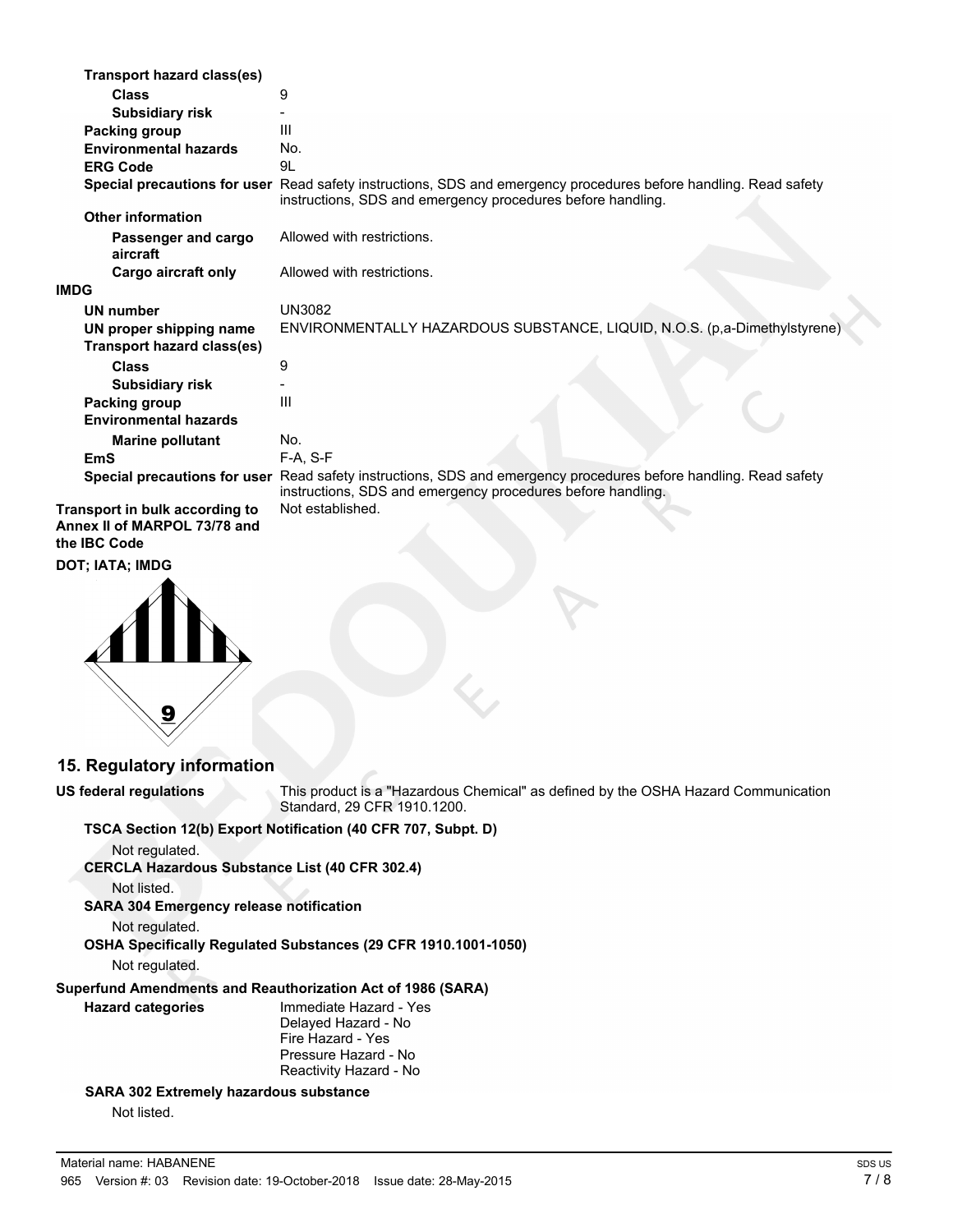**Transport hazard class(es)**

| | |
|---|---|
| **Class** | 9 |
| **Subsidiary risk** | - |
| **Packing group** | III |
| **Environmental hazards** | No. |
| **ERG Code** | 9L |
| **Special precautions for user** | Read safety instructions, SDS and emergency procedures before handling. Read safety instructions, SDS and emergency procedures before handling. |

**Other information**

| | |
|---|---|
| **Passenger and cargo aircraft** | Allowed with restrictions. |
| **Cargo aircraft only** | Allowed with restrictions. |

**IMDG**

| | |
|---|---|
| **UN number** | UN3082 |
| **UN proper shipping name** | ENVIRONMENTALLY HAZARDOUS SUBSTANCE, LIQUID, N.O.S. (p,a-Dimethylstyrene) |
| **Transport hazard class(es)** | |
| **Class** | 9 |
| **Subsidiary risk** | - |
| **Packing group** | III |
| **Environmental hazards** | |
| **Marine pollutant** | No. |
| **EmS** | F-A, S-F |
| **Special precautions for user** | Read safety instructions, SDS and emergency procedures before handling. Read safety instructions, SDS and emergency procedures before handling. |

**Transport in bulk according to Annex II of MARPOL 73/78 and the IBC Code** Not established.

**DOT; IATA; IMDG**

## 15. Regulatory information

**US federal regulations** This product is a "Hazardous Chemical" as defined by the OSHA Hazard Communication Standard, 29 CFR 1910.1200.

**TSCA Section 12(b) Export Notification (40 CFR 707, Subpt. D)**

Not regulated.

**CERCLA Hazardous Substance List (40 CFR 302.4)**

Not listed.

**SARA 304 Emergency release notification**

Not regulated.

**OSHA Specifically Regulated Substances (29 CFR 1910.1001-1050)**

Not regulated.

**Superfund Amendments and Reauthorization Act of 1986 (SARA)**

**Hazard categories**

Immediate Hazard - Yes
Delayed Hazard - No
Fire Hazard - Yes
Pressure Hazard - No
Reactivity Hazard - No

**SARA 302 Extremely hazardous substance**

Not listed.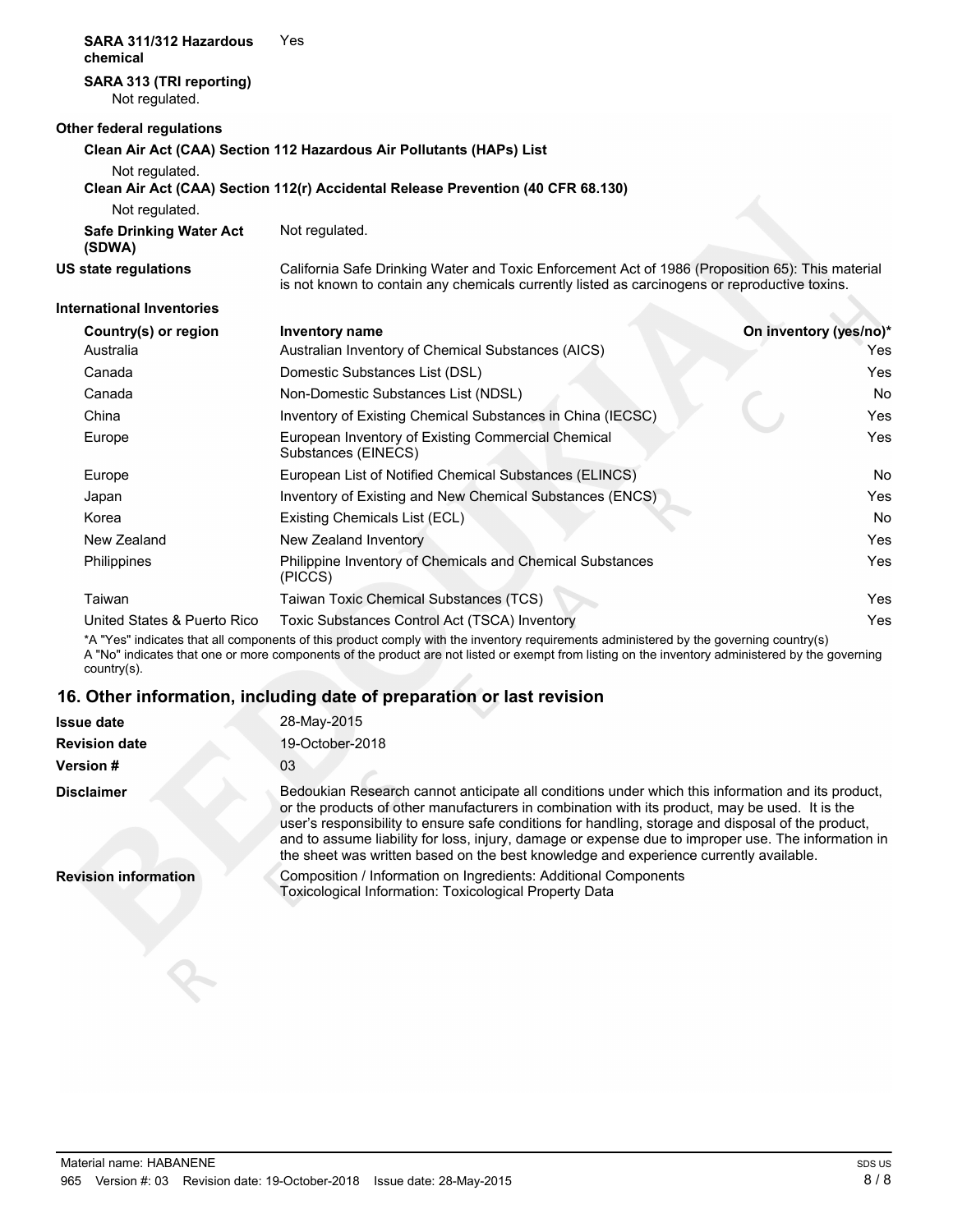**SARA 311/312 Hazardous chemical** Yes

**SARA 313 (TRI reporting)**

Not regulated.

**Other federal regulations**

**Clean Air Act (CAA) Section 112 Hazardous Air Pollutants (HAPs) List**

Not regulated.

**Clean Air Act (CAA) Section 112(r) Accidental Release Prevention (40 CFR 68.130)**

Not regulated.

**Safe Drinking Water Act (SDWA)** Not regulated.

**US state regulations** California Safe Drinking Water and Toxic Enforcement Act of 1986 (Proposition 65): This material is not known to contain any chemicals currently listed as carcinogens or reproductive toxins.

**International Inventories**

| Country(s) or region | Inventory name | On inventory (yes/no)* |
|---|---|---|
| Australia | Australian Inventory of Chemical Substances (AICS) | Yes |
| Canada | Domestic Substances List (DSL) | Yes |
| Canada | Non-Domestic Substances List (NDSL) | No |
| China | Inventory of Existing Chemical Substances in China (IECSC) | Yes |
| Europe | European Inventory of Existing Commercial Chemical Substances (EINECS) | Yes |
| Europe | European List of Notified Chemical Substances (ELINCS) | No |
| Japan | Inventory of Existing and New Chemical Substances (ENCS) | Yes |
| Korea | Existing Chemicals List (ECL) | No |
| New Zealand | New Zealand Inventory | Yes |
| Philippines | Philippine Inventory of Chemicals and Chemical Substances (PICCS) | Yes |
| Taiwan | Taiwan Toxic Chemical Substances (TCS) | Yes |
| United States & Puerto Rico | Toxic Substances Control Act (TSCA) Inventory | Yes |

*A "Yes" indicates that all components of this product comply with the inventory requirements administered by the governing country(s)
A "No" indicates that one or more components of the product are not listed or exempt from listing on the inventory administered by the governing country(s).

## 16. Other information, including date of preparation or last revision

**Issue date** 28-May-2015

**Revision date** 19-October-2018

**Version #** 03

**Disclaimer** Bedoukian Research cannot anticipate all conditions under which this information and its product, or the products of other manufacturers in combination with its product, may be used. It is the user's responsibility to ensure safe conditions for handling, storage and disposal of the product, and to assume liability for loss, injury, damage or expense due to improper use. The information in the sheet was written based on the best knowledge and experience currently available.

**Revision information** Composition / Information on Ingredients: Additional Components
Toxicological Information: Toxicological Property Data